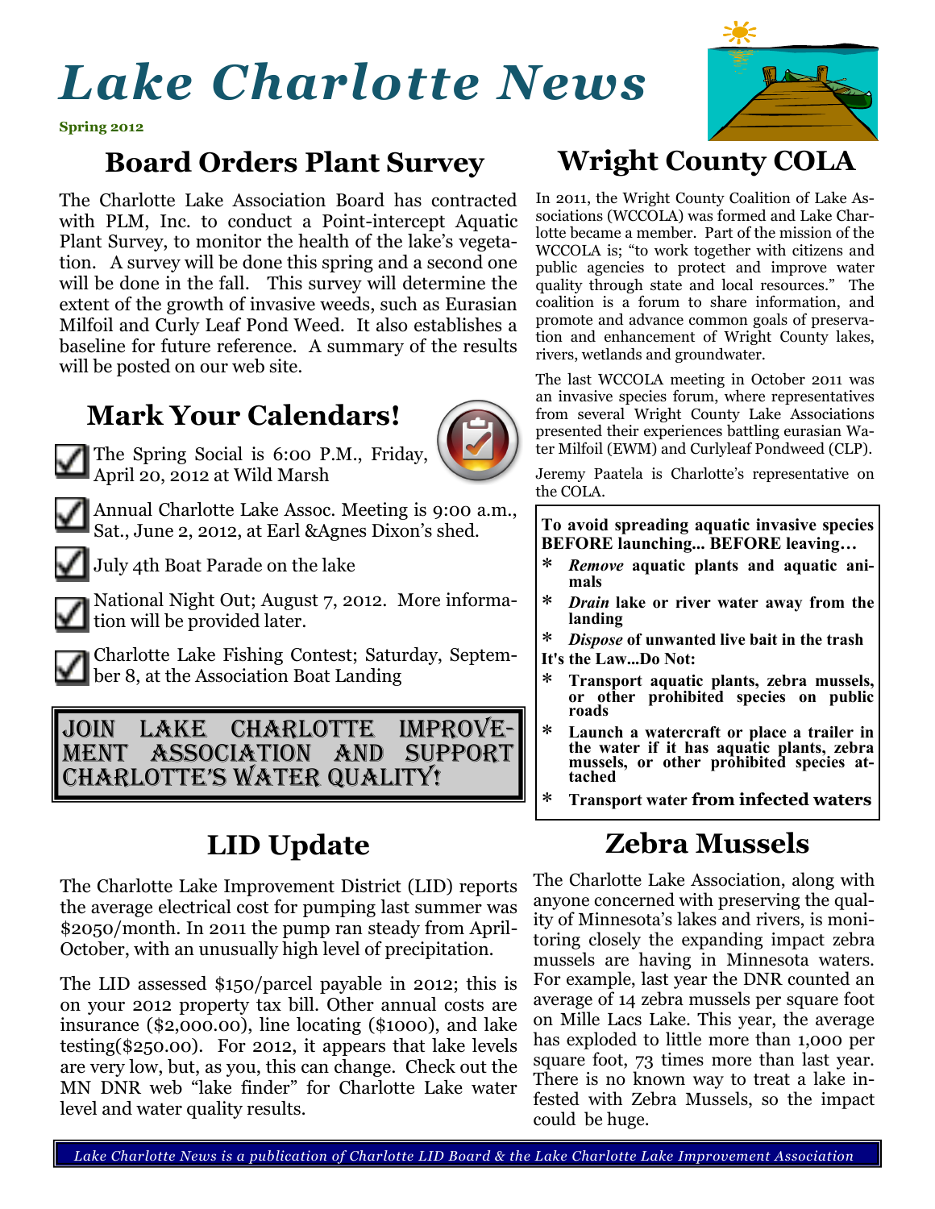# Lake Charlotte News

**Spring 2012**

## Board Orders Plant Survey

The Charlotte Lake Association Board has contracted with PLM, Inc. to conduct a Point-intercept Aquatic Plant Survey, to monitor the health of the lake's vegetation. A survey will be done this spring and a second one will be done in the fall. This survey will determine the extent of the growth of invasive weeds, such as Eurasian Milfoil and Curly Leaf Pond Weed. It also establishes a baseline for future reference. A summary of the results will be posted on our web site.

## Mark Your Calendars!

- The Spring Social is 6:00 P.M., Friday, April 20, 2012 at Wild Marsh
- Annual Charlotte Lake Assoc. Meeting is 9:00 a.m., Sat., June 2, 2012, at Earl &Agnes Dixon's shed.
- July 4th Boat Parade on the lake
- National Night Out; August 7, 2012. More information will be provided later.
- Charlotte Lake Fishing Contest; Saturday, September 8, at the Association Boat Landing

**JOIN LAKE CHARLOTTE IMPROVEMENT ASSOCIATION AND SUPPORT CHARLOTTE'S WATER QUALITY!**

## LID Update

The Charlotte Lake Improvement District (LID) reports the average electrical cost for pumping last summer was $2050/month. In 2011 the pump ran steady from April-October, with an unusually high level of precipitation.

The LID assessed $150/parcel payable in 2012; this is on your 2012 property tax bill. Other annual costs are insurance ($2,000.00), line locating ($1000), and lake testing($250.00). For 2012, it appears that lake levels are very low, but, as you, this can change. Check out the MN DNR web "lake finder" for Charlotte Lake water level and water quality results.

## Wright County COLA

In 2011, the Wright County Coalition of Lake Associations (WCCOLA) was formed and Lake Charlotte became a member. Part of the mission of the WCCOLA is; "to work together with citizens and public agencies to protect and improve water quality through state and local resources." The coalition is a forum to share information, and promote and advance common goals of preservation and enhancement of Wright County lakes, rivers, wetlands and groundwater.

The last WCCOLA meeting in October 2011 was an invasive species forum, where representatives from several Wright County Lake Associations presented their experiences battling eurasian Water Milfoil (EWM) and Curlyleaf Pondweed (CLP).

Jeremy Paatela is Charlotte's representative on the COLA.

**To avoid spreading aquatic invasive species BEFORE launching... BEFORE leaving…**

- ***Remove*** **aquatic plants and aquatic animals**
- ***Drain*** **lake or river water away from the landing**
- ***Dispose*** **of unwanted live bait in the trash**

**It's the Law...Do Not:**

- **Transport aquatic plants, zebra mussels, or other prohibited species on public roads**
- **Launch a watercraft or place a trailer in the water if it has aquatic plants, zebra mussels, or other prohibited species attached**
- **Transport water from infected waters**

## Zebra Mussels

The Charlotte Lake Association, along with anyone concerned with preserving the quality of Minnesota's lakes and rivers, is monitoring closely the expanding impact zebra mussels are having in Minnesota waters. For example, last year the DNR counted an average of 14 zebra mussels per square foot on Mille Lacs Lake. This year, the average has exploded to little more than 1,000 per square foot, 73 times more than last year. There is no known way to treat a lake infested with Zebra Mussels, so the impact could be huge.

*Lake Charlotte News is a publication of Charlotte LID Board & the Lake Charlotte Lake Improvement Association*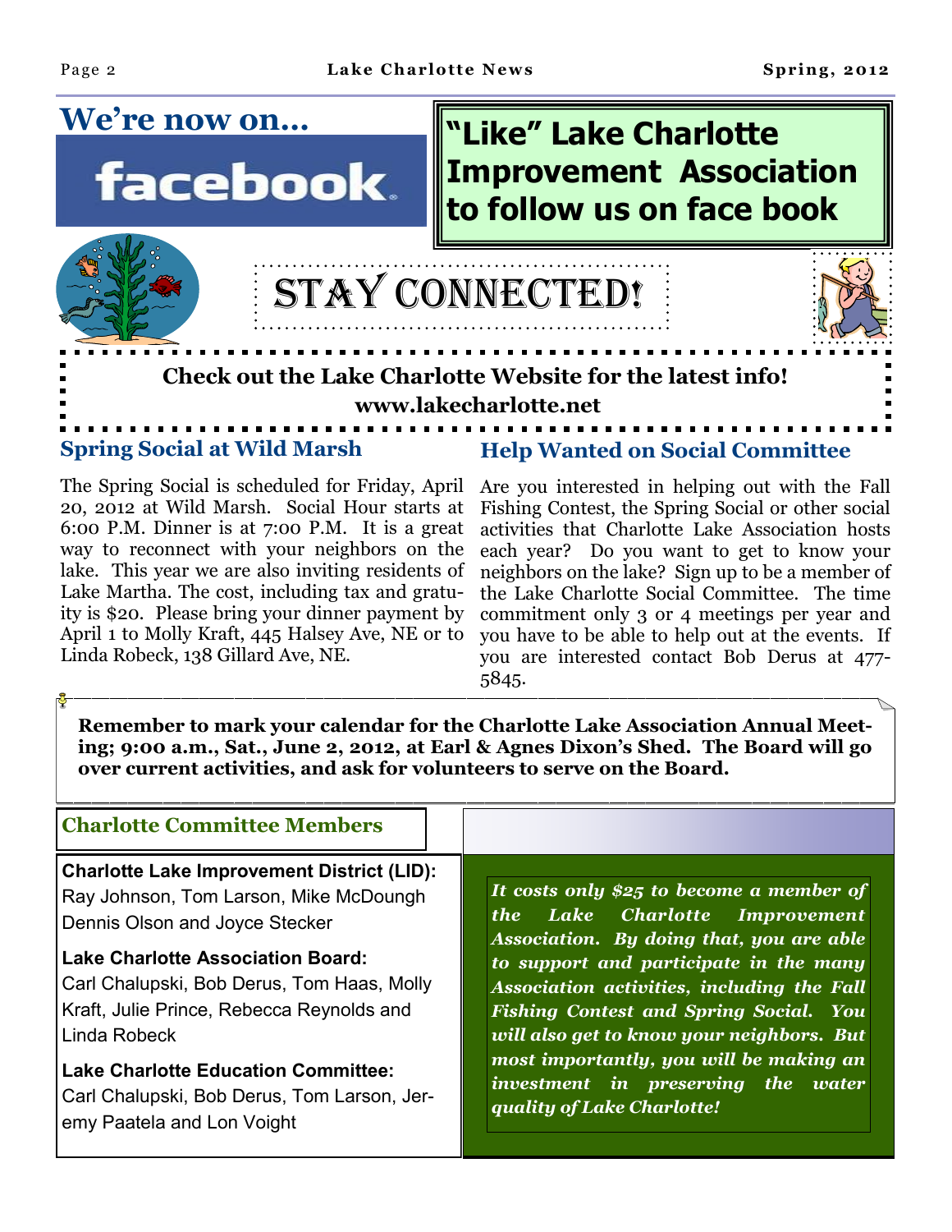## We're now on... facebook

## "Like" Lake Charlotte Improvement Association to follow us on face book

# STAY CONNECTED!

**Check out the Lake Charlotte Website for the latest info!**
**www.lakecharlotte.net**

### Spring Social at Wild Marsh

The Spring Social is scheduled for Friday, April 20, 2012 at Wild Marsh. Social Hour starts at 6:00 P.M. Dinner is at 7:00 P.M. It is a great way to reconnect with your neighbors on the lake. This year we are also inviting residents of Lake Martha. The cost, including tax and gratuity is $20. Please bring your dinner payment by April 1 to Molly Kraft, 445 Halsey Ave, NE or to Linda Robeck, 138 Gillard Ave, NE.

### Help Wanted on Social Committee

Are you interested in helping out with the Fall Fishing Contest, the Spring Social or other social activities that Charlotte Lake Association hosts each year? Do you want to get to know your neighbors on the lake? Sign up to be a member of the Lake Charlotte Social Committee. The time commitment only 3 or 4 meetings per year and you have to be able to help out at the events. If you are interested contact Bob Derus at 477-5845.

**Remember to mark your calendar for the Charlotte Lake Association Annual Meeting; 9:00 a.m., Sat., June 2, 2012, at Earl & Agnes Dixon's Shed. The Board will go over current activities, and ask for volunteers to serve on the Board.**

### Charlotte Committee Members

**Charlotte Lake Improvement District (LID):**
Ray Johnson, Tom Larson, Mike McDoungh Dennis Olson and Joyce Stecker

**Lake Charlotte Association Board:**
Carl Chalupski, Bob Derus, Tom Haas, Molly Kraft, Julie Prince, Rebecca Reynolds and Linda Robeck

**Lake Charlotte Education Committee:**
Carl Chalupski, Bob Derus, Tom Larson, Jeremy Paatela and Lon Voight

***It costs only $25 to become a member of the Lake Charlotte Improvement Association. By doing that, you are able to support and participate in the many Association activities, including the Fall Fishing Contest and Spring Social. You will also get to know your neighbors. But most importantly, you will be making an investment in preserving the water quality of Lake Charlotte!***